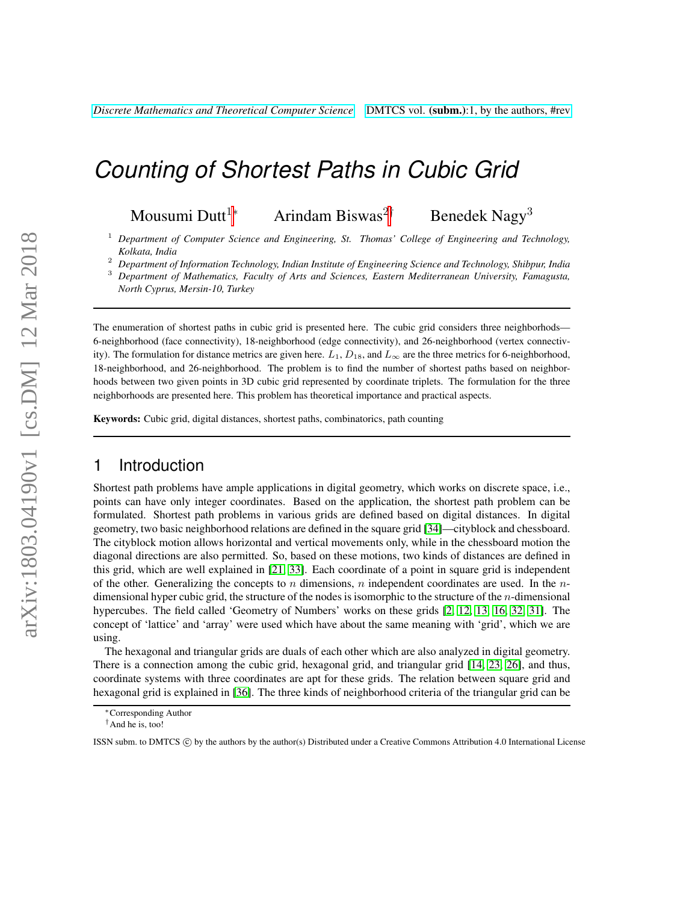# Counting of Shortest Paths in Cubic Grid

Mousumi Dutt[1]* Arindam Biswas[2]† Benedek Nagy[3]

[1] *Department of Computer Science and Engineering, St. Thomas' College of Engineering and Technology, Kolkata, India*

[2] *Department of Information Technology, Indian Institute of Engineering Science and Technology, Shibpur, India*

[3] *Department of Mathematics, Faculty of Arts and Sciences, Eastern Mediterranean University, Famagusta, North Cyprus, Mersin-10, Turkey*

---

The enumeration of shortest paths in cubic grid is presented here. The cubic grid considers three neighborhods—6-neighborhood (face connectivity), 18-neighborhood (edge connectivity), and 26-neighborhood (vertex connectivity). The formulation for distance metrics are given here. $L_1$, $D_{18}$, and $L_\infty$ are the three metrics for 6-neighborhood, 18-neighborhood, and 26-neighborhood. The problem is to find the number of shortest paths based on neighborhoods between two given points in 3D cubic grid represented by coordinate triplets. The formulation for the three neighborhoods are presented here. This problem has theoretical importance and practical aspects.

**Keywords:** Cubic grid, digital distances, shortest paths, combinatorics, path counting

---

## 1 Introduction

Shortest path problems have ample applications in digital geometry, which works on discrete space, i.e., points can have only integer coordinates. Based on the application, the shortest path problem can be formulated. Shortest path problems in various grids are defined based on digital distances. In digital geometry, two basic neighborhood relations are defined in the square grid [34]—cityblock and chessboard. The cityblock motion allows horizontal and vertical movements only, while in the chessboard motion the diagonal directions are also permitted. So, based on these motions, two kinds of distances are defined in this grid, which are well explained in [21, 33]. Each coordinate of a point in square grid is independent of the other. Generalizing the concepts to $n$ dimensions, $n$ independent coordinates are used. In the $n$-dimensional hyper cubic grid, the structure of the nodes is isomorphic to the structure of the $n$-dimensional hypercubes. The field called 'Geometry of Numbers' works on these grids [2, 12, 13, 16, 32, 31]. The concept of 'lattice' and 'array' were used which have about the same meaning with 'grid', which we are using.

The hexagonal and triangular grids are duals of each other which are also analyzed in digital geometry. There is a connection among the cubic grid, hexagonal grid, and triangular grid [14, 23, 26], and thus, coordinate systems with three coordinates are apt for these grids. The relation between square grid and hexagonal grid is explained in [36]. The three kinds of neighborhood criteria of the triangular grid can be

---

*Corresponding Author

†And he is, too!

ISSN subm. to DMTCS © by the authors by the author(s) Distributed under a Creative Commons Attribution 4.0 International License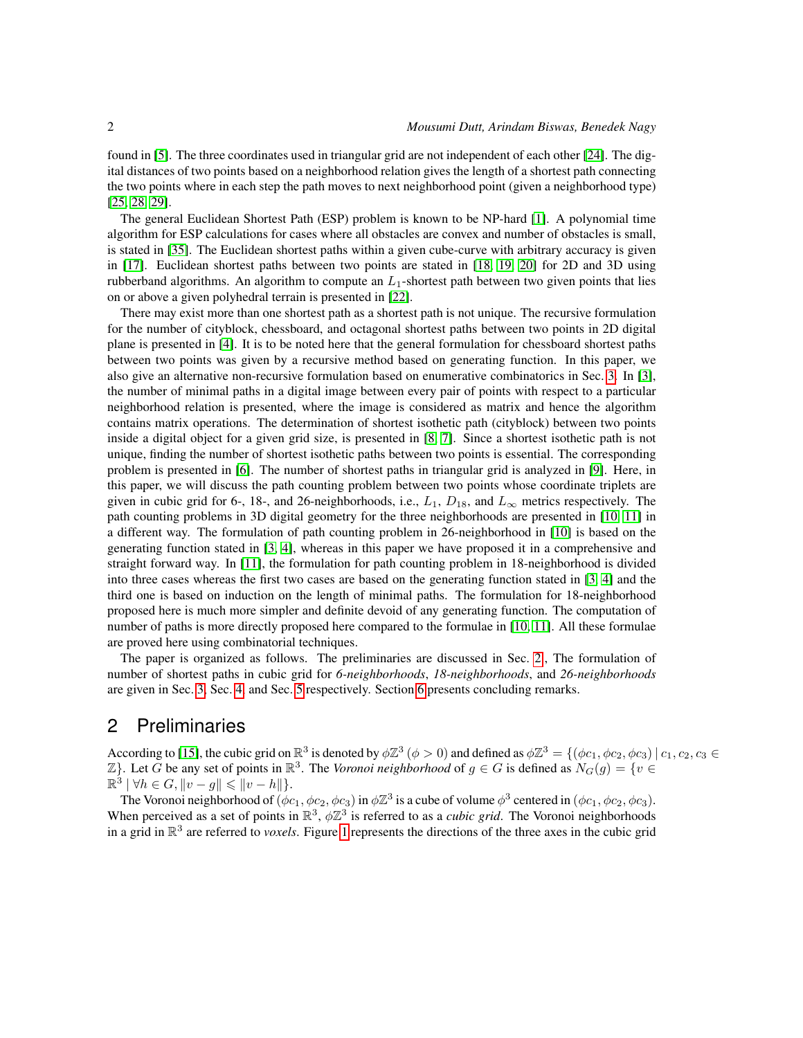found in [5]. The three coordinates used in triangular grid are not independent of each other [24]. The digital distances of two points based on a neighborhood relation gives the length of a shortest path connecting the two points where in each step the path moves to next neighborhood point (given a neighborhood type) [25, 28, 29].

The general Euclidean Shortest Path (ESP) problem is known to be NP-hard [1]. A polynomial time algorithm for ESP calculations for cases where all obstacles are convex and number of obstacles is small, is stated in [35]. The Euclidean shortest paths within a given cube-curve with arbitrary accuracy is given in [17]. Euclidean shortest paths between two points are stated in [18, 19, 20] for 2D and 3D using rubberband algorithms. An algorithm to compute an $L_1$-shortest path between two given points that lies on or above a given polyhedral terrain is presented in [22].

There may exist more than one shortest path as a shortest path is not unique. The recursive formulation for the number of cityblock, chessboard, and octagonal shortest paths between two points in 2D digital plane is presented in [4]. It is to be noted here that the general formulation for chessboard shortest paths between two points was given by a recursive method based on generating function. In this paper, we also give an alternative non-recursive formulation based on enumerative combinatorics in Sec. 3. In [3], the number of minimal paths in a digital image between every pair of points with respect to a particular neighborhood relation is presented, where the image is considered as matrix and hence the algorithm contains matrix operations. The determination of shortest isothetic path (cityblock) between two points inside a digital object for a given grid size, is presented in [8, 7]. Since a shortest isothetic path is not unique, finding the number of shortest isothetic paths between two points is essential. The corresponding problem is presented in [6]. The number of shortest paths in triangular grid is analyzed in [9]. Here, in this paper, we will discuss the path counting problem between two points whose coordinate triplets are given in cubic grid for 6-, 18-, and 26-neighborhoods, i.e., $L_1$, $D_{18}$, and $L_\infty$ metrics respectively. The path counting problems in 3D digital geometry for the three neighborhoods are presented in [10, 11] in a different way. The formulation of path counting problem in 26-neighborhood in [10] is based on the generating function stated in [3, 4], whereas in this paper we have proposed it in a comprehensive and straight forward way. In [11], the formulation for path counting problem in 18-neighborhood is divided into three cases whereas the first two cases are based on the generating function stated in [3, 4] and the third one is based on induction on the length of minimal paths. The formulation for 18-neighborhood proposed here is much more simpler and definite devoid of any generating function. The computation of number of paths is more directly proposed here compared to the formulae in [10, 11]. All these formulae are proved here using combinatorial techniques.

The paper is organized as follows. The preliminaries are discussed in Sec. 2, The formulation of number of shortest paths in cubic grid for *6-neighborhoods*, *18-neighborhoods*, and *26-neighborhoods* are given in Sec. 3, Sec. 4, and Sec. 5 respectively. Section 6 presents concluding remarks.

## 2 Preliminaries

According to [15], the cubic grid on $\mathbb{R}^3$ is denoted by $\phi\mathbb{Z}^3$ ($\phi > 0$) and defined as $\phi\mathbb{Z}^3 = \{(\phi c_1, \phi c_2, \phi c_3) \mid c_1, c_2, c_3 \in \mathbb{Z}\}$. Let $G$ be any set of points in $\mathbb{R}^3$. The *Voronoi neighborhood* of $g \in G$ is defined as $N_G(g) = \{v \in \mathbb{R}^3 \mid \forall h \in G, \|v - g\| \leqslant \|v - h\|\}$.

The Voronoi neighborhood of $(\phi c_1, \phi c_2, \phi c_3)$ in $\phi\mathbb{Z}^3$ is a cube of volume $\phi^3$ centered in $(\phi c_1, \phi c_2, \phi c_3)$. When perceived as a set of points in $\mathbb{R}^3$, $\phi\mathbb{Z}^3$ is referred to as a *cubic grid*. The Voronoi neighborhoods in a grid in $\mathbb{R}^3$ are referred to *voxels*. Figure 1 represents the directions of the three axes in the cubic grid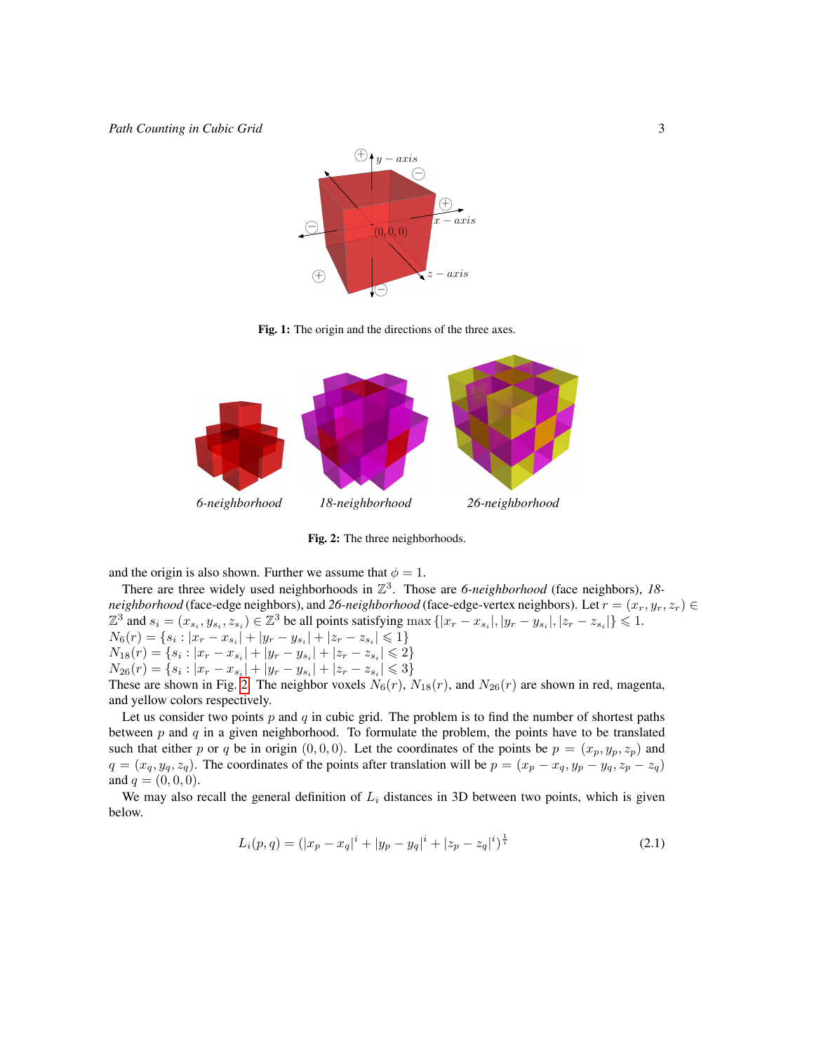**Fig. 1:** The origin and the directions of the three axes.

**Fig. 2:** The three neighborhoods.

and the origin is also shown. Further we assume that $\phi = 1$.

There are three widely used neighborhoods in $\mathbb{Z}^3$. Those are *6-neighborhood* (face neighbors), *18-neighborhood* (face-edge neighbors), and *26-neighborhood* (face-edge-vertex neighbors). Let $r = (x_r, y_r, z_r) \in \mathbb{Z}^3$ and $s_i = (x_{s_i}, y_{s_i}, z_{s_i}) \in \mathbb{Z}^3$ be all points satisfying $\max\{|x_r - x_{s_i}|, |y_r - y_{s_i}|, |z_r - z_{s_i}|\} \leqslant 1$.
$N_6(r) = \{s_i : |x_r - x_{s_i}| + |y_r - y_{s_i}| + |z_r - z_{s_i}| \leqslant 1\}$
$N_{18}(r) = \{s_i : |x_r - x_{s_i}| + |y_r - y_{s_i}| + |z_r - z_{s_i}| \leqslant 2\}$
$N_{26}(r) = \{s_i : |x_r - x_{s_i}| + |y_r - y_{s_i}| + |z_r - z_{s_i}| \leqslant 3\}$
These are shown in Fig. 2. The neighbor voxels $N_6(r)$, $N_{18}(r)$, and $N_{26}(r)$ are shown in red, magenta, and yellow colors respectively.

Let us consider two points $p$ and $q$ in cubic grid. The problem is to find the number of shortest paths between $p$ and $q$ in a given neighborhood. To formulate the problem, the points have to be translated such that either $p$ or $q$ be in origin $(0, 0, 0)$. Let the coordinates of the points be $p = (x_p, y_p, z_p)$ and $q = (x_q, y_q, z_q)$. The coordinates of the points after translation will be $p = (x_p - x_q, y_p - y_q, z_p - z_q)$ and $q = (0, 0, 0)$.

We may also recall the general definition of $L_i$ distances in 3D between two points, which is given below.

$$L_i(p, q) = (|x_p - x_q|^i + |y_p - y_q|^i + |z_p - z_q|^i)^{\frac{1}{i}} \tag{2.1}$$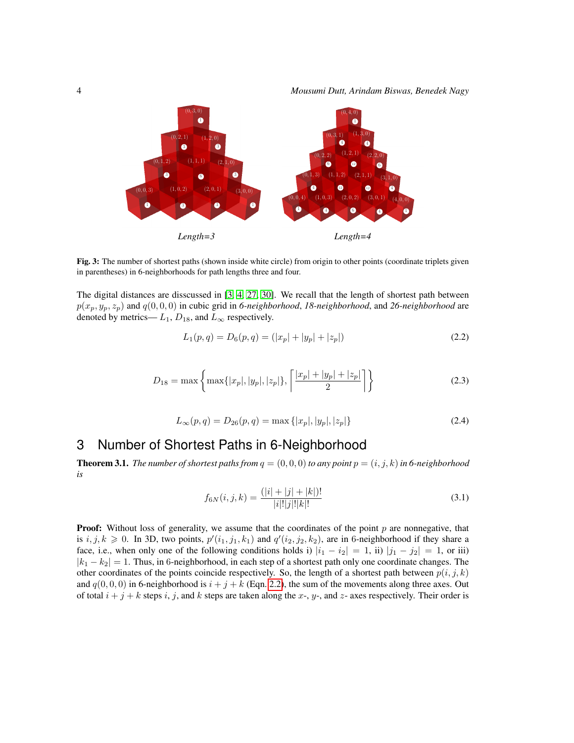Length=3 Length=4

**Fig. 3:** The number of shortest paths (shown inside white circle) from origin to other points (coordinate triplets given in parentheses) in 6-neighborhoods for path lengths three and four.

The digital distances are disscussed in [3, 4, 27, 30]. We recall that the length of shortest path between $p(x_p, y_p, z_p)$ and $q(0, 0, 0)$ in cubic grid in *6-neighborhood*, *18-neighborhood*, and *26-neighborhood* are denoted by metrics— $L_1$, $D_{18}$, and $L_\infty$ respectively.

$$L_1(p, q) = D_6(p, q) = (|x_p| + |y_p| + |z_p|) \tag{2.2}$$

$$D_{18} = \max\left\{\max\{|x_p|, |y_p|, |z_p|\}, \left\lceil \frac{|x_p| + |y_p| + |z_p|}{2} \right\rceil\right\} \tag{2.3}$$

$$L_\infty(p, q) = D_{26}(p, q) = \max\{|x_p|, |y_p|, |z_p|\} \tag{2.4}$$

# 3 Number of Shortest Paths in 6-Neighborhood

**Theorem 3.1.** *The number of shortest paths from $q = (0, 0, 0)$ to any point $p = (i, j, k)$ in 6-neighborhood is*

$$f_{6N}(i, j, k) = \frac{(|i| + |j| + |k|)!}{|i|!|j|!|k|!} \tag{3.1}$$

**Proof:** Without loss of generality, we assume that the coordinates of the point $p$ are nonnegative, that is $i, j, k \geqslant 0$. In 3D, two points, $p'(i_1, j_1, k_1)$ and $q'(i_2, j_2, k_2)$, are in 6-neighborhood if they share a face, i.e., when only one of the following conditions holds i) $|i_1 - i_2| = 1$, ii) $|j_1 - j_2| = 1$, or iii) $|k_1 - k_2| = 1$. Thus, in 6-neighborhood, in each step of a shortest path only one coordinate changes. The other coordinates of the points coincide respectively. So, the length of a shortest path between $p(i, j, k)$ and $q(0, 0, 0)$ in 6-neighborhood is $i + j + k$ (Eqn. 2.2), the sum of the movements along three axes. Out of total $i + j + k$ steps $i$, $j$, and $k$ steps are taken along the $x$-, $y$-, and $z$- axes respectively. Their order is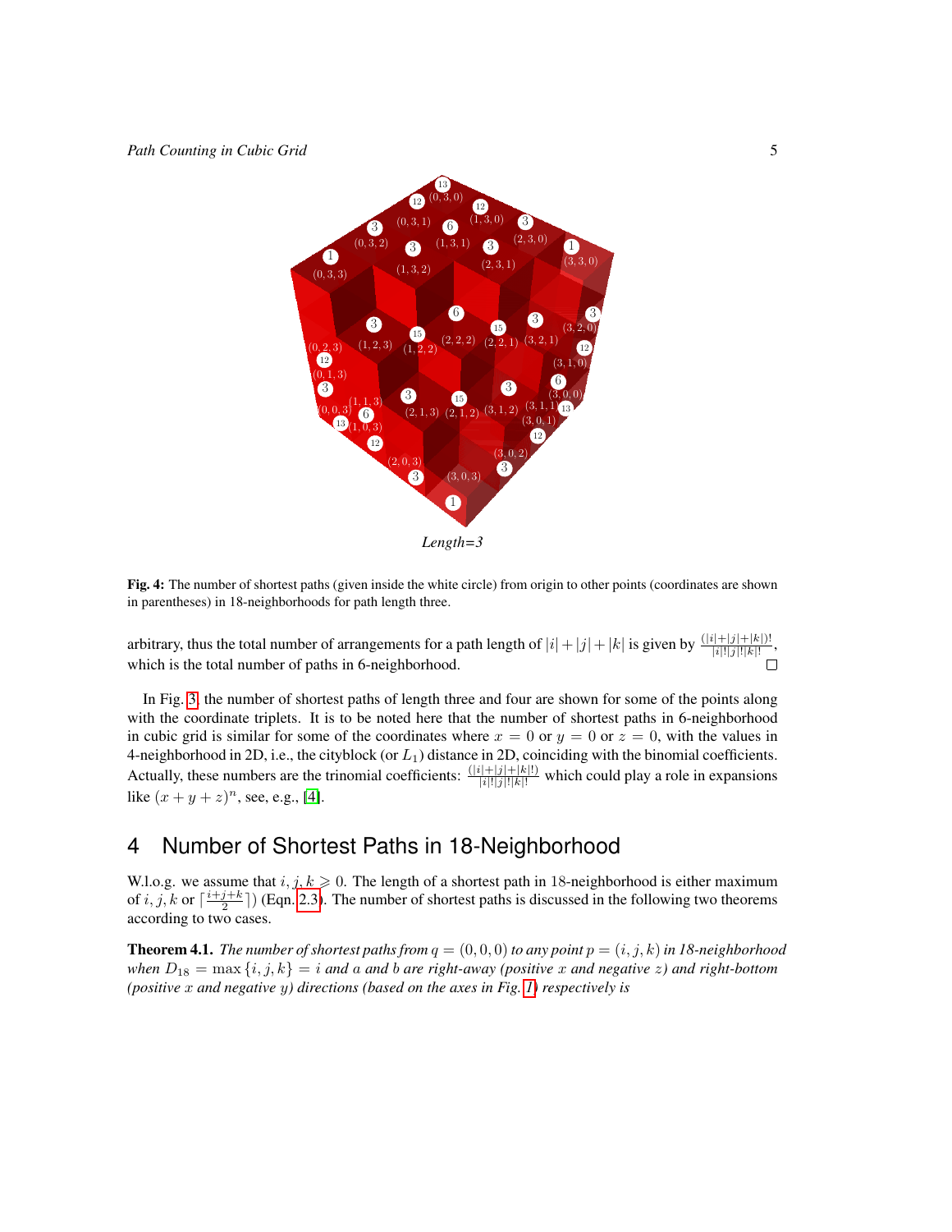*Length=3*

**Fig. 4:** The number of shortest paths (given inside the white circle) from origin to other points (coordinates are shown in parentheses) in 18-neighborhoods for path length three.

arbitrary, thus the total number of arrangements for a path length of $|i|+|j|+|k|$ is given by $\frac{(|i|+|j|+|k|)!}{|i|!|j|!|k|!}$, which is the total number of paths in 6-neighborhood. □

In Fig. 3, the number of shortest paths of length three and four are shown for some of the points along with the coordinate triplets. It is to be noted here that the number of shortest paths in 6-neighborhood in cubic grid is similar for some of the coordinates where $x = 0$ or $y = 0$ or $z = 0$, with the values in 4-neighborhood in 2D, i.e., the cityblock (or $L_1$) distance in 2D, coinciding with the binomial coefficients. Actually, these numbers are the trinomial coefficients: $\frac{(|i|+|j|+|k|!)}{|i|!|j|!|k|!}$ which could play a role in expansions like $(x+y+z)^n$, see, e.g., [4].

## 4 Number of Shortest Paths in 18-Neighborhood

W.l.o.g. we assume that $i, j, k \geqslant 0$. The length of a shortest path in 18-neighborhood is either maximum of $i, j, k$ or $\lceil \frac{i+j+k}{2} \rceil$) (Eqn. 2.3). The number of shortest paths is discussed in the following two theorems according to two cases.

**Theorem 4.1.** *The number of shortest paths from $q = (0,0,0)$ to any point $p = (i, j, k)$ in 18-neighborhood when $D_{18} = \max\{i, j, k\} = i$ and $a$ and $b$ are right-away (positive $x$ and negative $z$) and right-bottom (positive $x$ and negative $y$) directions (based on the axes in Fig. 1) respectively is*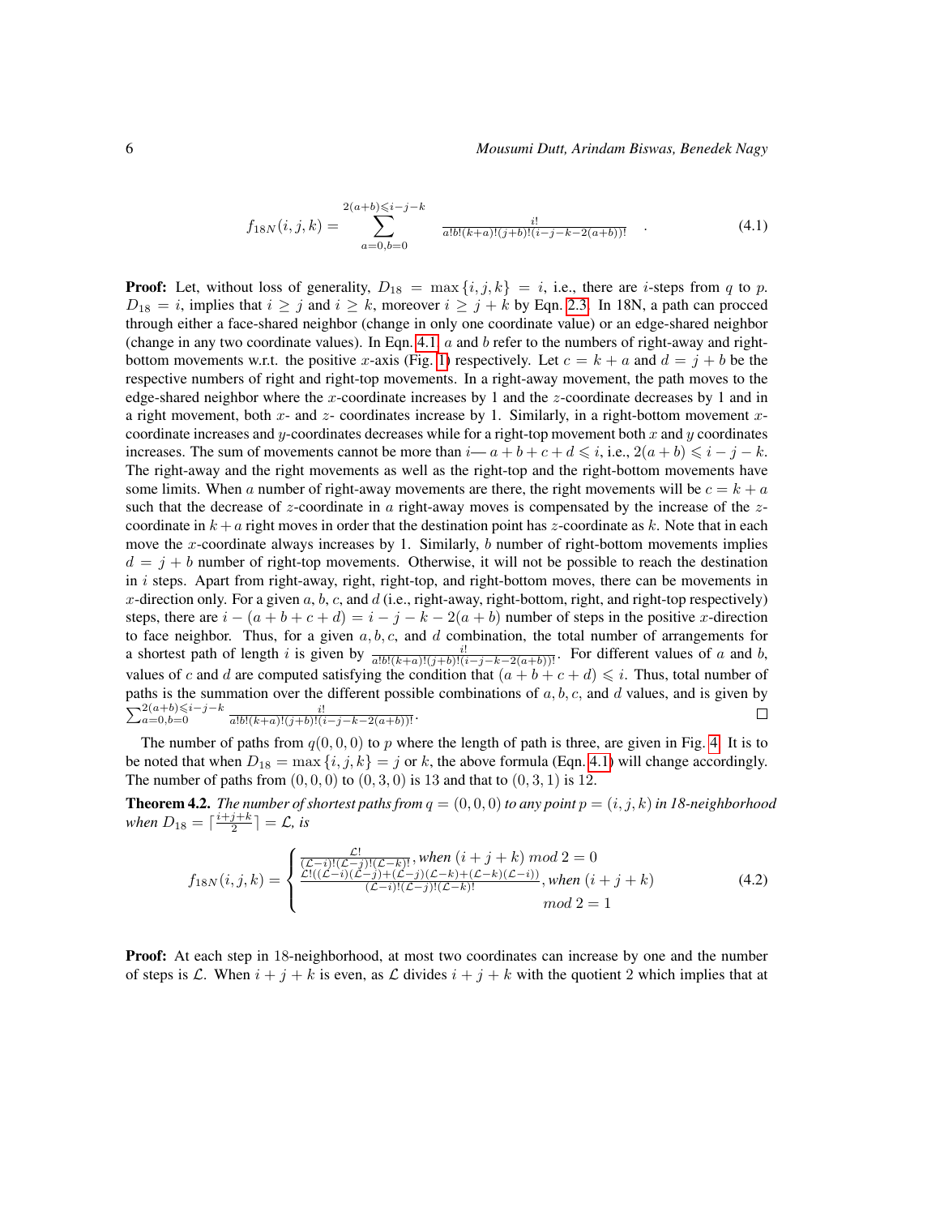$$f_{18N}(i,j,k) = \sum_{a=0,b=0}^{2(a+b)\leqslant i-j-k} \frac{i!}{a!b!(k+a)!(j+b)!(i-j-k-2(a+b))!} \quad . \tag{4.1}$$

**Proof:** Let, without loss of generality, $D_{18} = \max\{i,j,k\} = i$, i.e., there are $i$-steps from $q$ to $p$. $D_{18} = i$, implies that $i \geq j$ and $i \geq k$, moreover $i \geq j+k$ by Eqn. 2.3. In 18N, a path can procced through either a face-shared neighbor (change in only one coordinate value) or an edge-shared neighbor (change in any two coordinate values). In Eqn. 4.1, $a$ and $b$ refer to the numbers of right-away and right-bottom movements w.r.t. the positive $x$-axis (Fig. 1) respectively. Let $c = k + a$ and $d = j + b$ be the respective numbers of right and right-top movements. In a right-away movement, the path moves to the edge-shared neighbor where the $x$-coordinate increases by 1 and the $z$-coordinate decreases by 1 and in a right movement, both $x$- and $z$- coordinates increase by 1. Similarly, in a right-bottom movement $x$-coordinate increases and $y$-coordinates decreases while for a right-top movement both $x$ and $y$ coordinates increases. The sum of movements cannot be more than $i$— $a+b+c+d \leqslant i$, i.e., $2(a+b) \leqslant i-j-k$. The right-away and the right movements as well as the right-top and the right-bottom movements have some limits. When $a$ number of right-away movements are there, the right movements will be $c = k+a$ such that the decrease of $z$-coordinate in $a$ right-away moves is compensated by the increase of the $z$-coordinate in $k+a$ right moves in order that the destination point has $z$-coordinate as $k$. Note that in each move the $x$-coordinate always increases by 1. Similarly, $b$ number of right-bottom movements implies $d = j+b$ number of right-top movements. Otherwise, it will not be possible to reach the destination in $i$ steps. Apart from right-away, right, right-top, and right-bottom moves, there can be movements in $x$-direction only. For a given $a$, $b$, $c$, and $d$ (i.e., right-away, right-bottom, right, and right-top respectively) steps, there are $i-(a+b+c+d) = i-j-k-2(a+b)$ number of steps in the positive $x$-direction to face neighbor. Thus, for a given $a, b, c$, and $d$ combination, the total number of arrangements for a shortest path of length $i$ is given by $\frac{i!}{a!b!(k+a)!(j+b)!(i-j-k-2(a+b))!}$. For different values of $a$ and $b$, values of $c$ and $d$ are computed satisfying the condition that $(a+b+c+d) \leqslant i$. Thus, total number of paths is the summation over the different possible combinations of $a, b, c$, and $d$ values, and is given by $\sum_{a=0,b=0}^{2(a+b)\leqslant i-j-k} \frac{i!}{a!b!(k+a)!(j+b)!(i-j-k-2(a+b))!}$. □

The number of paths from $q(0,0,0)$ to $p$ where the length of path is three, are given in Fig. 4. It is to be noted that when $D_{18} = \max\{i,j,k\} = j$ or $k$, the above formula (Eqn. 4.1) will change accordingly. The number of paths from $(0,0,0)$ to $(0,3,0)$ is 13 and that to $(0,3,1)$ is 12.

**Theorem 4.2.** *The number of shortest paths from $q = (0,0,0)$ to any point $p = (i,j,k)$ in 18-neighborhood when $D_{18} = \lceil \frac{i+j+k}{2} \rceil = \mathcal{L}$, is*

$$f_{18N}(i,j,k) = \begin{cases} \frac{\mathcal{L}!}{(\mathcal{L}-i)!(\mathcal{L}-j)!(\mathcal{L}-k)!}, \text{when } (i+j+k) \bmod 2 = 0 \\ \frac{\mathcal{L}!((\mathcal{L}-i)(\mathcal{L}-j)+(\mathcal{L}-j)(\mathcal{L}-k)+(\mathcal{L}-k)(\mathcal{L}-i))}{(\mathcal{L}-i)!(\mathcal{L}-j)!(\mathcal{L}-k)!}, \text{when } (i+j+k) \bmod 2 = 1 \end{cases} \tag{4.2}$$

**Proof:** At each step in 18-neighborhood, at most two coordinates can increase by one and the number of steps is $\mathcal{L}$. When $i+j+k$ is even, as $\mathcal{L}$ divides $i+j+k$ with the quotient 2 which implies that at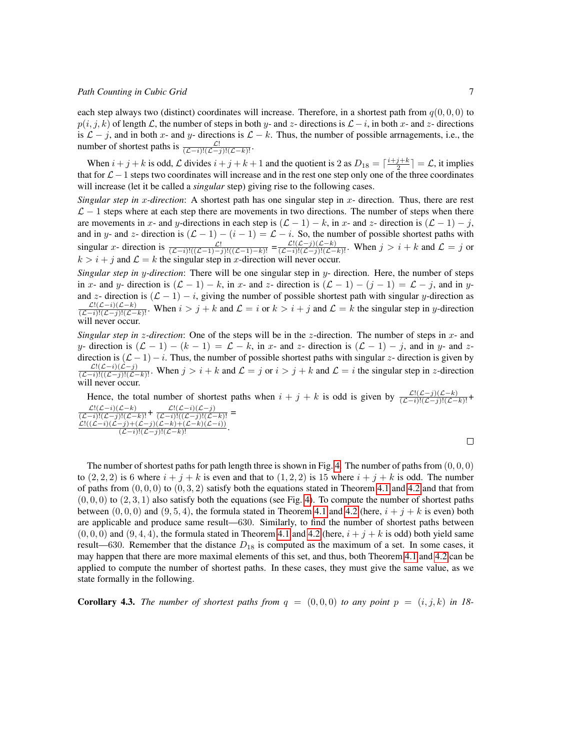each step always two (distinct) coordinates will increase. Therefore, in a shortest path from $q(0,0,0)$ to $p(i,j,k)$ of length $\mathcal{L}$, the number of steps in both $y$- and $z$- directions is $\mathcal{L}-i$, in both $x$- and $z$- directions is $\mathcal{L}-j$, and in both $x$- and $y$- directions is $\mathcal{L}-k$. Thus, the number of possible arrnagements, i.e., the number of shortest paths is $\frac{\mathcal{L}!}{(\mathcal{L}-i)!(\mathcal{L}-j)!(\mathcal{L}-k)!}$.

When $i+j+k$ is odd, $\mathcal{L}$ divides $i+j+k+1$ and the quotient is 2 as $D_{18} = \lceil \frac{i+j+k}{2} \rceil = \mathcal{L}$, it implies that for $\mathcal{L}-1$ steps two coordinates will increase and in the rest one step only one of the three coordinates will increase (let it be called a *singular* step) giving rise to the following cases.

*Singular step in $x$-direction*: A shortest path has one singular step in $x$- direction. Thus, there are rest $\mathcal{L}-1$ steps where at each step there are movements in two directions. The number of steps when there are movements in $x$- and $y$-directions in each step is $(\mathcal{L}-1)-k$, in $x$- and $z$- direction is $(\mathcal{L}-1)-j$, and in $y$- and $z$- direction is $(\mathcal{L}-1)-(i-1) = \mathcal{L}-i$. So, the number of possible shortest paths with singular $x$- direction is $\frac{\mathcal{L}!}{(\mathcal{L}-i)!((\mathcal{L}-1)-j)!((\mathcal{L}-1)-k)!} = \frac{\mathcal{L}!(\mathcal{L}-j)(\mathcal{L}-k)}{(\mathcal{L}-i)!(\mathcal{L}-j)!(\mathcal{L}-k)!}$. When $j > i+k$ and $\mathcal{L} = j$ or $k > i+j$ and $\mathcal{L} = k$ the singular step in $x$-direction will never occur.

*Singular step in $y$-direction*: There will be one singular step in $y$- direction. Here, the number of steps in $x$- and $y$- direction is $(\mathcal{L}-1)-k$, in $x$- and $z$- direction is $(\mathcal{L}-1)-(j-1) = \mathcal{L}-j$, and in $y$- and $z$- direction is $(\mathcal{L}-1)-i$, giving the number of possible shortest path with singular $y$-direction as $\frac{\mathcal{L}!(\mathcal{L}-i)(\mathcal{L}-k)}{(\mathcal{L}-i)!(\mathcal{L}-j)!(\mathcal{L}-k)!}$. When $i > j+k$ and $\mathcal{L} = i$ or $k > i+j$ and $\mathcal{L} = k$ the singular step in $y$-direction will never occur.

*Singular step in $z$-direction*: One of the steps will be in the $z$-direction. The number of steps in $x$- and $y$- direction is $(\mathcal{L}-1)-(k-1) = \mathcal{L}-k$, in $x$- and $z$- direction is $(\mathcal{L}-1)-j$, and in $y$- and $z$- direction is $(\mathcal{L}-1)-i$. Thus, the number of possible shortest paths with singular $z$- direction is given by $\frac{\mathcal{L}!(\mathcal{L}-i)(\mathcal{L}-j)}{(\mathcal{L}-i)!((\mathcal{L}-j)!(\mathcal{L}-k)!}$. When $j > i+k$ and $\mathcal{L} = j$ or $i > j+k$ and $\mathcal{L} = i$ the singular step in $z$-direction will never occur.

Hence, the total number of shortest paths when $i+j+k$ is odd is given by $\frac{\mathcal{L}!(\mathcal{L}-j)(\mathcal{L}-k)}{(\mathcal{L}-i)!(\mathcal{L}-j)!(\mathcal{L}-k)!} + \frac{\mathcal{L}!(\mathcal{L}-i)(\mathcal{L}-k)}{(\mathcal{L}-i)!(\mathcal{L}-j)!(\mathcal{L}-k)!} + \frac{\mathcal{L}!(\mathcal{L}-i)(\mathcal{L}-j)}{(\mathcal{L}-i)!((\mathcal{L}-j)!(\mathcal{L}-k)!} = \frac{\mathcal{L}!((\mathcal{L}-i)(\mathcal{L}-j)+(\mathcal{L}-j)(\mathcal{L}-k)+(\mathcal{L}-k)(\mathcal{L}-i))}{(\mathcal{L}-i)!(\mathcal{L}-j)!(\mathcal{L}-k)!}$. □

The number of shortest paths for path length three is shown in Fig. 4. The number of paths from $(0,0,0)$ to $(2,2,2)$ is 6 where $i+j+k$ is even and that to $(1,2,2)$ is 15 where $i+j+k$ is odd. The number of paths from $(0,0,0)$ to $(0,3,2)$ satisfy both the equations stated in Theorem 4.1 and 4.2 and that from $(0,0,0)$ to $(2,3,1)$ also satisfy both the equations (see Fig. 4). To compute the number of shortest paths between $(0,0,0)$ and $(9,5,4)$, the formula stated in Theorem 4.1 and 4.2 (here, $i+j+k$ is even) both are applicable and produce same result—630. Similarly, to find the number of shortest paths between $(0,0,0)$ and $(9,4,4)$, the formula stated in Theorem 4.1 and 4.2 (here, $i+j+k$ is odd) both yield same result—630. Remember that the distance $D_{18}$ is computed as the maximum of a set. In some cases, it may happen that there are more maximal elements of this set, and thus, both Theorem 4.1 and 4.2 can be applied to compute the number of shortest paths. In these cases, they must give the same value, as we state formally in the following.

**Corollary 4.3.** *The number of shortest paths from $q = (0,0,0)$ to any point $p = (i,j,k)$ in 18-*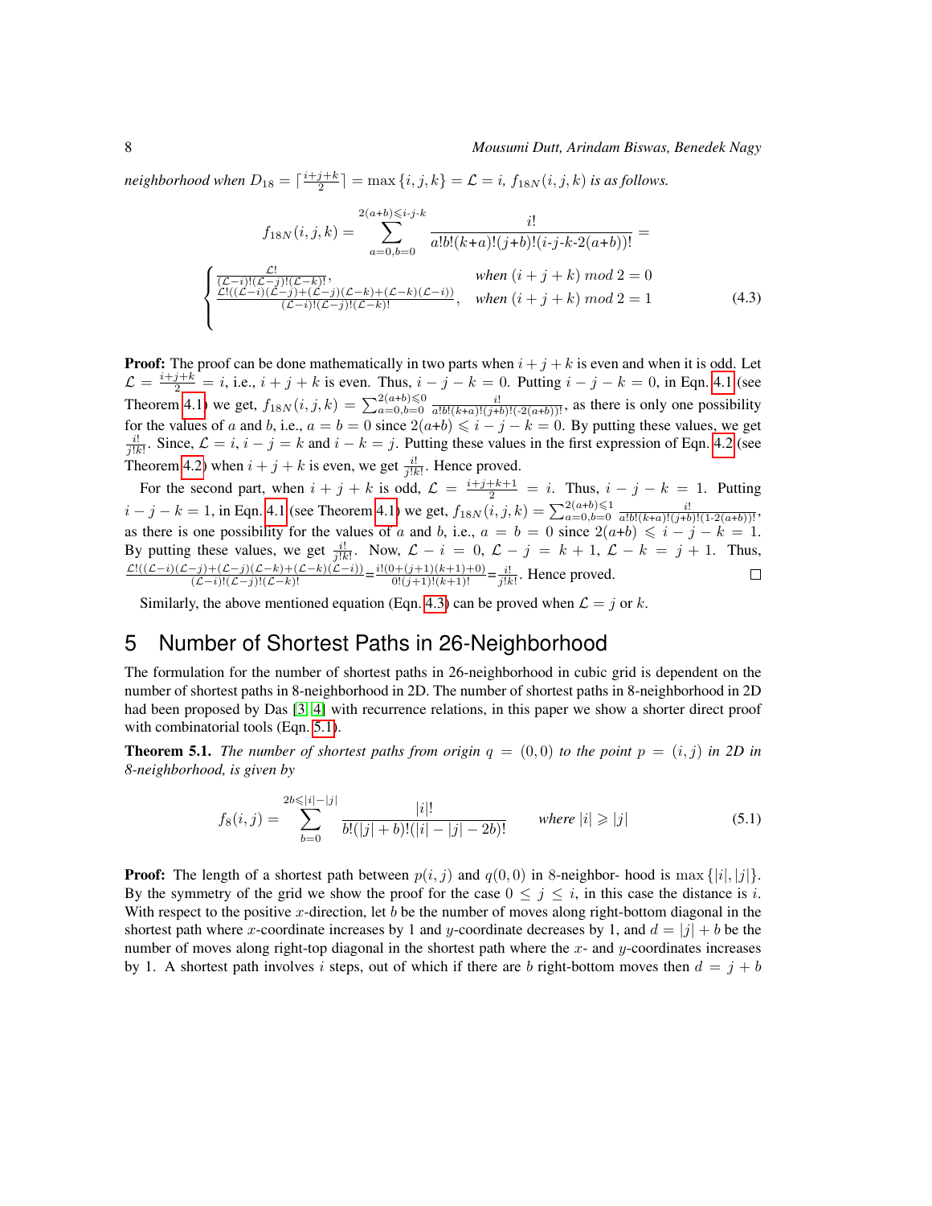*neighborhood when $D_{18} = \lceil \frac{i+j+k}{2} \rceil = \max\{i,j,k\} = \mathcal{L} = i$, $f_{18N}(i,j,k)$ is as follows.*

$$f_{18N}(i,j,k) = \sum_{a=0,b=0}^{2(a+b)\leqslant i\text{-}j\text{-}k} \frac{i!}{a!b!(k{+}a)!(j{+}b)!(i\text{-}j\text{-}k\text{-}2(a{+}b))!} =$$

$$\begin{cases} \frac{\mathcal{L}!}{(\mathcal{L}-i)!(\mathcal{L}-j)!(\mathcal{L}-k)!}, & \textit{when } (i+j+k) \bmod 2 = 0 \\ \frac{\mathcal{L}!((\mathcal{L}-i)(\mathcal{L}-j)+(\mathcal{L}-j)(\mathcal{L}-k)+(\mathcal{L}-k)(\mathcal{L}-i))}{(\mathcal{L}-i)!(\mathcal{L}-j)!(\mathcal{L}-k)!}, & \textit{when } (i+j+k) \bmod 2 = 1 \end{cases} \tag{4.3}$$

**Proof:** The proof can be done mathematically in two parts when $i+j+k$ is even and when it is odd. Let $\mathcal{L} = \frac{i+j+k}{2} = i$, i.e., $i+j+k$ is even. Thus, $i-j-k = 0$. Putting $i-j-k = 0$, in Eqn. 4.1 (see Theorem 4.1) we get, $f_{18N}(i,j,k) = \sum_{a=0,b=0}^{2(a+b)\leqslant 0} \frac{i!}{a!b!(k+a)!(j+b)!(\text{-}2(a+b))!}$, as there is only one possibility for the values of $a$ and $b$, i.e., $a = b = 0$ since $2(a{+}b) \leqslant i-j-k = 0$. By putting these values, we get $\frac{i!}{j!k!}$. Since, $\mathcal{L} = i$, $i-j = k$ and $i-k = j$. Putting these values in the first expression of Eqn. 4.2 (see Theorem 4.2) when $i+j+k$ is even, we get $\frac{i!}{j!k!}$. Hence proved.

For the second part, when $i+j+k$ is odd, $\mathcal{L} = \frac{i+j+k+1}{2} = i$. Thus, $i-j-k = 1$. Putting $i-j-k = 1$, in Eqn. 4.1 (see Theorem 4.1) we get, $f_{18N}(i,j,k) = \sum_{a=0,b=0}^{2(a+b)\leqslant 1} \frac{i!}{a!b!(k+a)!(j+b)!(1\text{-}2(a+b))!}$, as there is one possibility for the values of $a$ and $b$, i.e., $a = b = 0$ since $2(a{+}b) \leqslant i-j-k = 1$. By putting these values, we get $\frac{i!}{j!k!}$. Now, $\mathcal{L}-i = 0$, $\mathcal{L}-j = k+1$, $\mathcal{L}-k = j+1$. Thus, $\frac{\mathcal{L}!((\mathcal{L}-i)(\mathcal{L}-j)+(\mathcal{L}-j)(\mathcal{L}-k)+(\mathcal{L}-k)(\mathcal{L}-i))}{(\mathcal{L}-i)!(\mathcal{L}-j)!(\mathcal{L}-k)!} = \frac{i!(0+(j+1)(k+1)+0)}{0!(j+1)!(k+1)!} = \frac{i!}{j!k!}$. Hence proved. □

Similarly, the above mentioned equation (Eqn. 4.3) can be proved when $\mathcal{L} = j$ or $k$.

## 5 Number of Shortest Paths in 26-Neighborhood

The formulation for the number of shortest paths in 26-neighborhood in cubic grid is dependent on the number of shortest paths in 8-neighborhood in 2D. The number of shortest paths in 8-neighborhood in 2D had been proposed by Das [3, 4] with recurrence relations, in this paper we show a shorter direct proof with combinatorial tools (Eqn. 5.1).

**Theorem 5.1.** *The number of shortest paths from origin $q = (0,0)$ to the point $p = (i,j)$ in 2D in 8-neighborhood, is given by*

$$f_8(i,j) = \sum_{b=0}^{2b\leqslant |i|-|j|} \frac{|i|!}{b!(|j|+b)!(|i|-|j|-2b)!} \qquad \textit{where } |i| \geqslant |j| \tag{5.1}$$

**Proof:** The length of a shortest path between $p(i,j)$ and $q(0,0)$ in 8-neighbor- hood is $\max\{|i|,|j|\}$. By the symmetry of the grid we show the proof for the case $0 \leq j \leq i$, in this case the distance is $i$. With respect to the positive $x$-direction, let $b$ be the number of moves along right-bottom diagonal in the shortest path where $x$-coordinate increases by 1 and $y$-coordinate decreases by 1, and $d = |j| + b$ be the number of moves along right-top diagonal in the shortest path where the $x$- and $y$-coordinates increases by 1. A shortest path involves $i$ steps, out of which if there are $b$ right-bottom moves then $d = j + b$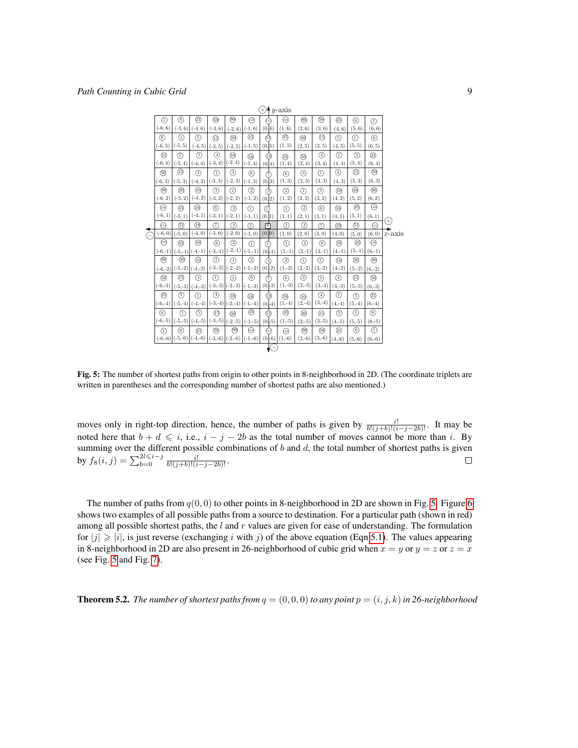| 1 (-6, 6) | 6 (-5, 6) | 21 (-4, 6) | 50 (-3, 6) | 90 (-2, 6) | 126 (-1, 6) | 141 (0, 6) | 126 (1, 6) | 90 (2, 6) | 50 (3, 6) | 21 (4, 6) | 6 (5, 6) | 1 (6, 6) |
|---|---|---|---|---|---|---|---|---|---|---|---|---|
| 6 (-6, 5) | 1 (-5, 5) | 5 (-4, 5) | 15 (-3, 5) | 30 (-2, 5) | 45 (-1, 5) | 51 (0, 5) | 45 (1, 5) | 30 (2, 5) | 15 (3, 5) | 5 (4, 5) | 1 (5, 5) | 6 (6, 5) |
| 21 (-6, 4) | 5 (-5, 4) | 1 (-4, 4) | 4 (-3, 4) | 10 (-2, 4) | 16 (-1, 4) | 19 (0, 4) | 16 (1, 4) | 10 (2, 4) | 4 (3, 4) | 1 (4, 4) | 5 (5, 4) | 21 (6, 4) |
| 50 (-6, 3) | 15 (-5, 3) | 4 (-4, 3) | 1 (-3, 3) | 3 (-2, 3) | 6 (-1, 3) | 7 (0, 3) | 6 (1, 3) | 3 (2, 3) | 1 (3, 3) | 4 (4, 3) | 15 (5, 3) | 50 (6, 3) |
| 90 (-6, 2) | 30 (-5, 2) | 10 (-4, 2) | 3 (-3, 2) | 1 (-2, 2) | 2 (-1, 2) | 3 (0, 2) | 2 (1, 2) | 1 (2, 2) | 3 (3, 2) | 10 (4, 2) | 30 (5, 2) | 90 (6, 2) |
| 126 (-6, 1) | 45 (-5, 1) | 16 (-4, 1) | 6 (-3, 1) | 2 (-2, 1) | 1 (-1, 1) | 1 (0, 1) | 1 (1, 1) | 2 (2, 1) | 6 (3, 1) | 16 (4, 1) | 45 (5, 1) | 126 (6, 1) |
| 141 (-6, 0) | 51 (-5, 0) | 19 (-4, 0) | 7 (-3, 0) | 3 (-2, 0) | 1 (-1, 0) | 1 (0, 0) | 1 (1, 0) | 3 (2, 0) | 7 (3, 0) | 19 (4, 0) | 51 (5, 0) | 141 (6, 0) |
| 126 (-6,-1) | 45 (-5,-1) | 16 (-4,-1) | 6 (-3,-1) | 2 (-2,-1) | 1 (-1,-1) | 1 (0,-1) | 1 (1,-1) | 2 (2,-1) | 6 (3,-1) | 16 (4,-1) | 45 (5,-1) | 126 (6,-1) |
| 90 (-6,-2) | 30 (-5,-2) | 10 (-4,-2) | 3 (-3,-2) | 1 (-2,-2) | 2 (-1,-2) | 3 (0,-2) | 2 (1,-2) | 1 (2,-2) | 3 (3,-2) | 10 (4,-2) | 30 (5,-2) | 90 (6,-2) |
| 50 (-6,-3) | 15 (-5,-3) | 4 (-4,-3) | 1 (-3,-3) | 3 (-2,-3) | 6 (-1,-3) | 7 (0,-3) | 6 (1,-3) | 3 (2,-3) | 1 (3,-3) | 4 (4,-3) | 15 (5,-3) | 50 (6,-3) |
| 21 (-6,-4) | 5 (-5,-4) | 1 (-4,-4) | 4 (-3,-4) | 10 (-2,-4) | 16 (-1,-4) | 19 (0,-4) | 16 (1,-4) | 10 (2,-4) | 4 (3,-4) | 1 (4,-4) | 5 (5,-4) | 21 (6,-4) |
| 6 (-6,-5) | 1 (-5,-5) | 5 (-4,-5) | 15 (-3,-5) | 30 (-2,-5) | 45 (-1,-5) | 51 (0,-5) | 45 (1,-5) | 30 (2,-5) | 15 (3,-5) | 5 (4,-5) | 1 (5,-5) | 6 (6,-5) |
| 1 (-6,-6) | 6 (-5,-6) | 21 (-4,-6) | 50 (-3,-6) | 90 (-2,-6) | 126 (-1,-6) | 141 (0,-6) | 126 (1,-6) | 90 (2,-6) | 50 (3,-6) | 21 (4,-6) | 6 (5,-6) | 1 (6,-6) |

**Fig. 5:** The number of shortest paths from origin to other points in 8-neighborhood in 2D. (The coordinate triplets are written in parentheses and the corresponding number of shortest paths are also mentioned.)

moves only in right-top direction, hence, the number of paths is given by $\frac{i!}{b!(j+b)!(i-j-2b)!}$. It may be noted here that $b + d \leqslant i$, i.e., $i - j - 2b$ as the total number of moves cannot be more than $i$. By summing over the different possible combinations of $b$ and $d$, the total number of shortest paths is given by $f_8(i,j) = \sum_{b=0}^{2l \leqslant i-j} \frac{i!}{b!(j+b)!(i-j-2b)!}$. $\square$

The number of paths from $q(0,0)$ to other points in 8-neighborhood in 2D are shown in Fig. 5. Figure 6 shows two examples of all possible paths from a source to destination. For a particular path (shown in red) among all possible shortest paths, the $l$ and $r$ values are given for ease of understanding. The formulation for $|j| \geqslant |i|$, is just reverse (exchanging $i$ with $j$) of the above equation (Eqn 5.1). The values appearing in 8-neighborhood in 2D are also present in 26-neighborhood of cubic grid when $x = y$ or $y = z$ or $z = x$ (see Fig. 5 and Fig. 7).

**Theorem 5.2.** *The number of shortest paths from $q = (0, 0, 0)$ to any point $p = (i, j, k)$ in 26-neighborhood*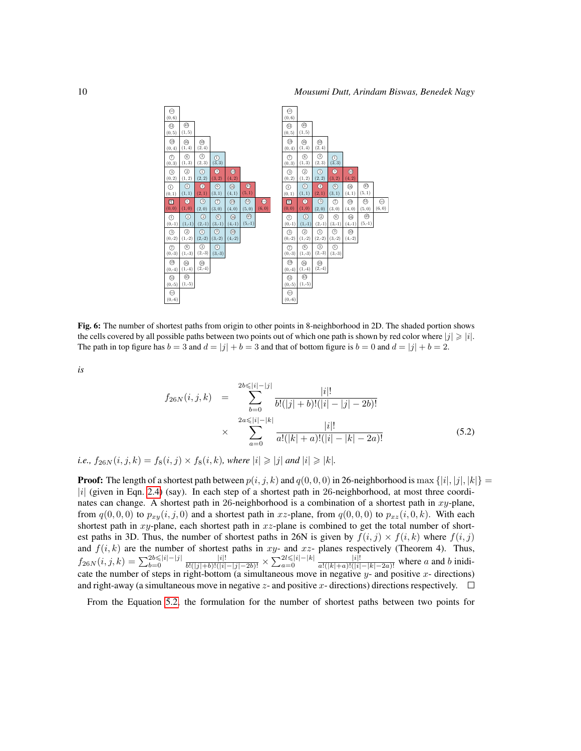**Fig. 6:** The number of shortest paths from origin to other points in 8-neighborhood in 2D. The shaded portion shows the cells covered by all possible paths between two points out of which one path is shown by red color where $|j| \geqslant |i|$. The path in top figure has $b = 3$ and $d = |j| + b = 3$ and that of bottom figure is $b = 0$ and $d = |j| + b = 2$.

*is*

$$
\begin{aligned}
f_{26N}(i,j,k) &= \sum_{b=0}^{2b \leqslant |i|-|j|} \frac{|i|!}{b!(|j|+b)!(|i|-|j|-2b)!} \\
&\times \sum_{a=0}^{2a \leqslant |i|-|k|} \frac{|i|!}{a!(|k|+a)!(|i|-|k|-2a)!}
\end{aligned} \tag{5.2}
$$

*i.e.,* $f_{26N}(i,j,k) = f_8(i,j) \times f_8(i,k)$*, where* $|i| \geqslant |j|$ *and* $|i| \geqslant |k|$.

**Proof:** The length of a shortest path between $p(i,j,k)$ and $q(0,0,0)$ in 26-neighborhood is $\max\{|i|,|j|,|k|\} = |i|$ (given in Eqn. 2.4) (say). In each step of a shortest path in 26-neighborhood, at most three coordinates can change. A shortest path in 26-neighborhood is a combination of a shortest path in $xy$-plane, from $q(0,0,0)$ to $p_{xy}(i,j,0)$ and a shortest path in $xz$-plane, from $q(0,0,0)$ to $p_{xz}(i,0,k)$. With each shortest path in $xy$-plane, each shortest path in $xz$-plane is combined to get the total number of shortest paths in 3D. Thus, the number of shortest paths in 26N is given by $f(i,j) \times f(i,k)$ where $f(i,j)$ and $f(i,k)$ are the number of shortest paths in $xy$- and $xz$- planes respectively (Theorem 4). Thus, $f_{26N}(i,j,k) = \sum_{b=0}^{2b \leqslant |i|-|j|} \frac{|i|!}{b!(|j|+b)!(|i|-|j|-2b)!} \times \sum_{a=0}^{2l \leqslant |i|-|k|} \frac{|i|!}{a!(|k|+a)!(|i|-|k|-2a)!}$ where $a$ and $b$ inidicate the number of steps in right-bottom (a simultaneous move in negative $y$- and positive $x$- directions) and right-away (a simultaneous move in negative $z$- and positive $x$- directions) directions respectively. $\square$

From the Equation 5.2, the formulation for the number of shortest paths between two points for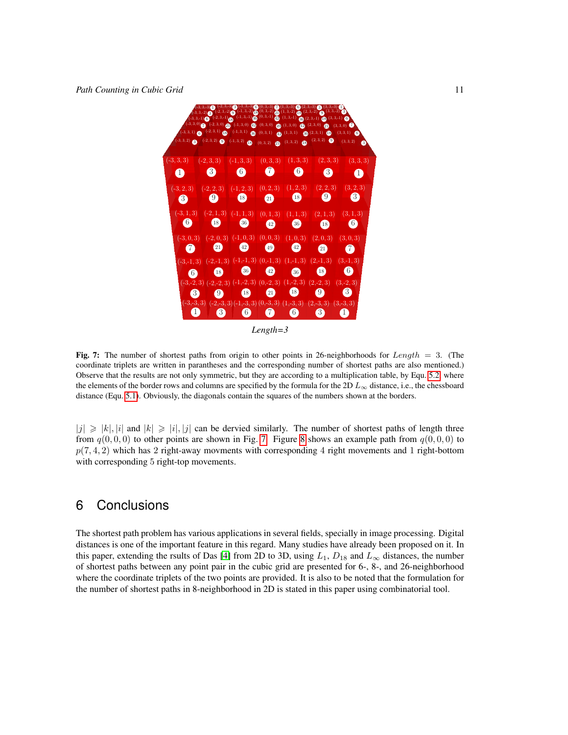*Length=3*

**Fig. 7:** The number of shortest paths from origin to other points in 26-neighborhoods for $Length = 3$. (The coordinate triplets are written in parantheses and the corresponding number of shortest paths are also mentioned.) Observe that the results are not only symmetric, but they are according to a multiplication table, by Equ. 5.2, where the elements of the border rows and columns are specified by the formula for the 2D $L_\infty$ distance, i.e., the chessboard distance (Equ. 5.1). Obviously, the diagonals contain the squares of the numbers shown at the borders.

$|j| \geqslant |k|, |i|$ and $|k| \geqslant |i|, |j|$ can be dervied similarly. The number of shortest paths of length three from $q(0, 0, 0)$ to other points are shown in Fig. 7. Figure 8 shows an example path from $q(0, 0, 0)$ to $p(7, 4, 2)$ which has 2 right-away movments with corresponding 4 right movements and 1 right-bottom with corresponding 5 right-top movements.

## 6 Conclusions

The shortest path problem has various applications in several fields, specially in image processing. Digital distances is one of the important feature in this regard. Many studies have already been proposed on it. In this paper, extending the rsults of Das [4] from 2D to 3D, using $L_1$, $D_{18}$ and $L_\infty$ distances, the number of shortest paths between any point pair in the cubic grid are presented for 6-, 8-, and 26-neighborhood where the coordinate triplets of the two points are provided. It is also to be noted that the formulation for the number of shortest paths in 8-neighborhood in 2D is stated in this paper using combinatorial tool.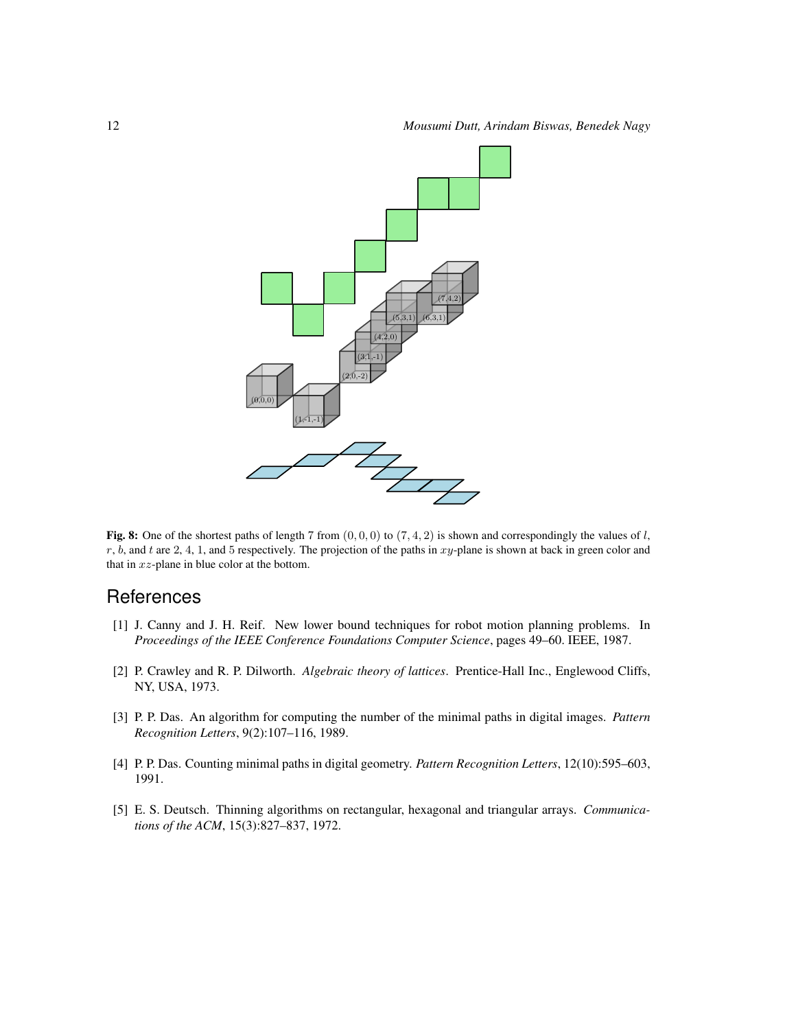**Fig. 8:** One of the shortest paths of length 7 from $(0,0,0)$ to $(7,4,2)$ is shown and correspondingly the values of $l$, $r$, $b$, and $t$ are 2, 4, 1, and 5 respectively. The projection of the paths in $xy$-plane is shown at back in green color and that in $xz$-plane in blue color at the bottom.

## References

[1] J. Canny and J. H. Reif. New lower bound techniques for robot motion planning problems. In *Proceedings of the IEEE Conference Foundations Computer Science*, pages 49–60. IEEE, 1987.

[2] P. Crawley and R. P. Dilworth. *Algebraic theory of lattices*. Prentice-Hall Inc., Englewood Cliffs, NY, USA, 1973.

[3] P. P. Das. An algorithm for computing the number of the minimal paths in digital images. *Pattern Recognition Letters*, 9(2):107–116, 1989.

[4] P. P. Das. Counting minimal paths in digital geometry. *Pattern Recognition Letters*, 12(10):595–603, 1991.

[5] E. S. Deutsch. Thinning algorithms on rectangular, hexagonal and triangular arrays. *Communications of the ACM*, 15(3):827–837, 1972.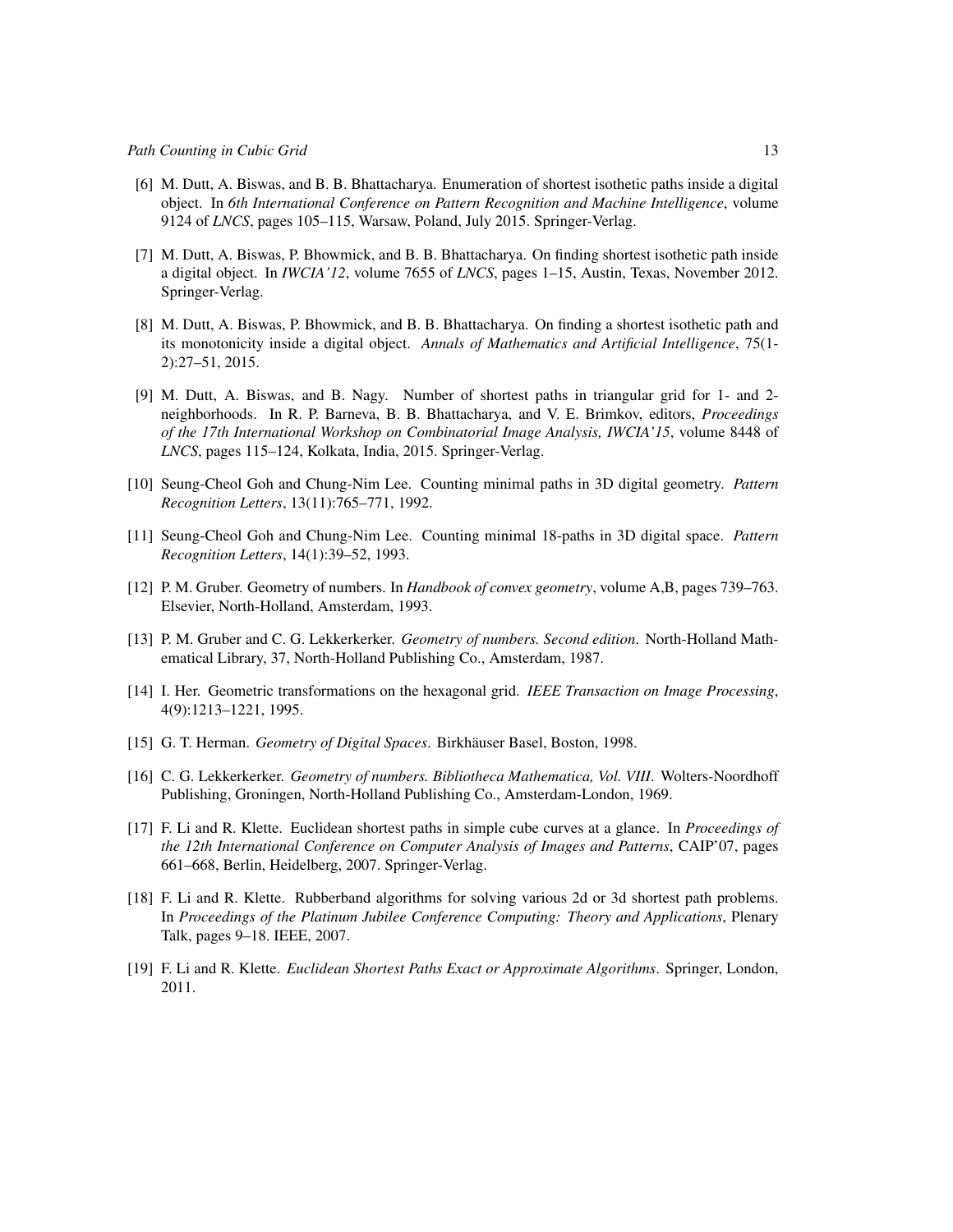[6] M. Dutt, A. Biswas, and B. B. Bhattacharya. Enumeration of shortest isothetic paths inside a digital object. In *6th International Conference on Pattern Recognition and Machine Intelligence*, volume 9124 of *LNCS*, pages 105–115, Warsaw, Poland, July 2015. Springer-Verlag.

[7] M. Dutt, A. Biswas, P. Bhowmick, and B. B. Bhattacharya. On finding shortest isothetic path inside a digital object. In *IWCIA'12*, volume 7655 of *LNCS*, pages 1–15, Austin, Texas, November 2012. Springer-Verlag.

[8] M. Dutt, A. Biswas, P. Bhowmick, and B. B. Bhattacharya. On finding a shortest isothetic path and its monotonicity inside a digital object. *Annals of Mathematics and Artificial Intelligence*, 75(1-2):27–51, 2015.

[9] M. Dutt, A. Biswas, and B. Nagy. Number of shortest paths in triangular grid for 1- and 2-neighborhoods. In R. P. Barneva, B. B. Bhattacharya, and V. E. Brimkov, editors, *Proceedings of the 17th International Workshop on Combinatorial Image Analysis, IWCIA'15*, volume 8448 of *LNCS*, pages 115–124, Kolkata, India, 2015. Springer-Verlag.

[10] Seung-Cheol Goh and Chung-Nim Lee. Counting minimal paths in 3D digital geometry. *Pattern Recognition Letters*, 13(11):765–771, 1992.

[11] Seung-Cheol Goh and Chung-Nim Lee. Counting minimal 18-paths in 3D digital space. *Pattern Recognition Letters*, 14(1):39–52, 1993.

[12] P. M. Gruber. Geometry of numbers. In *Handbook of convex geometry*, volume A,B, pages 739–763. Elsevier, North-Holland, Amsterdam, 1993.

[13] P. M. Gruber and C. G. Lekkerkerker. *Geometry of numbers. Second edition*. North-Holland Mathematical Library, 37, North-Holland Publishing Co., Amsterdam, 1987.

[14] I. Her. Geometric transformations on the hexagonal grid. *IEEE Transaction on Image Processing*, 4(9):1213–1221, 1995.

[15] G. T. Herman. *Geometry of Digital Spaces*. Birkhäuser Basel, Boston, 1998.

[16] C. G. Lekkerkerker. *Geometry of numbers. Bibliotheca Mathematica, Vol. VIII*. Wolters-Noordhoff Publishing, Groningen, North-Holland Publishing Co., Amsterdam-London, 1969.

[17] F. Li and R. Klette. Euclidean shortest paths in simple cube curves at a glance. In *Proceedings of the 12th International Conference on Computer Analysis of Images and Patterns*, CAIP'07, pages 661–668, Berlin, Heidelberg, 2007. Springer-Verlag.

[18] F. Li and R. Klette. Rubberband algorithms for solving various 2d or 3d shortest path problems. In *Proceedings of the Platinum Jubilee Conference Computing: Theory and Applications*, Plenary Talk, pages 9–18. IEEE, 2007.

[19] F. Li and R. Klette. *Euclidean Shortest Paths Exact or Approximate Algorithms*. Springer, London, 2011.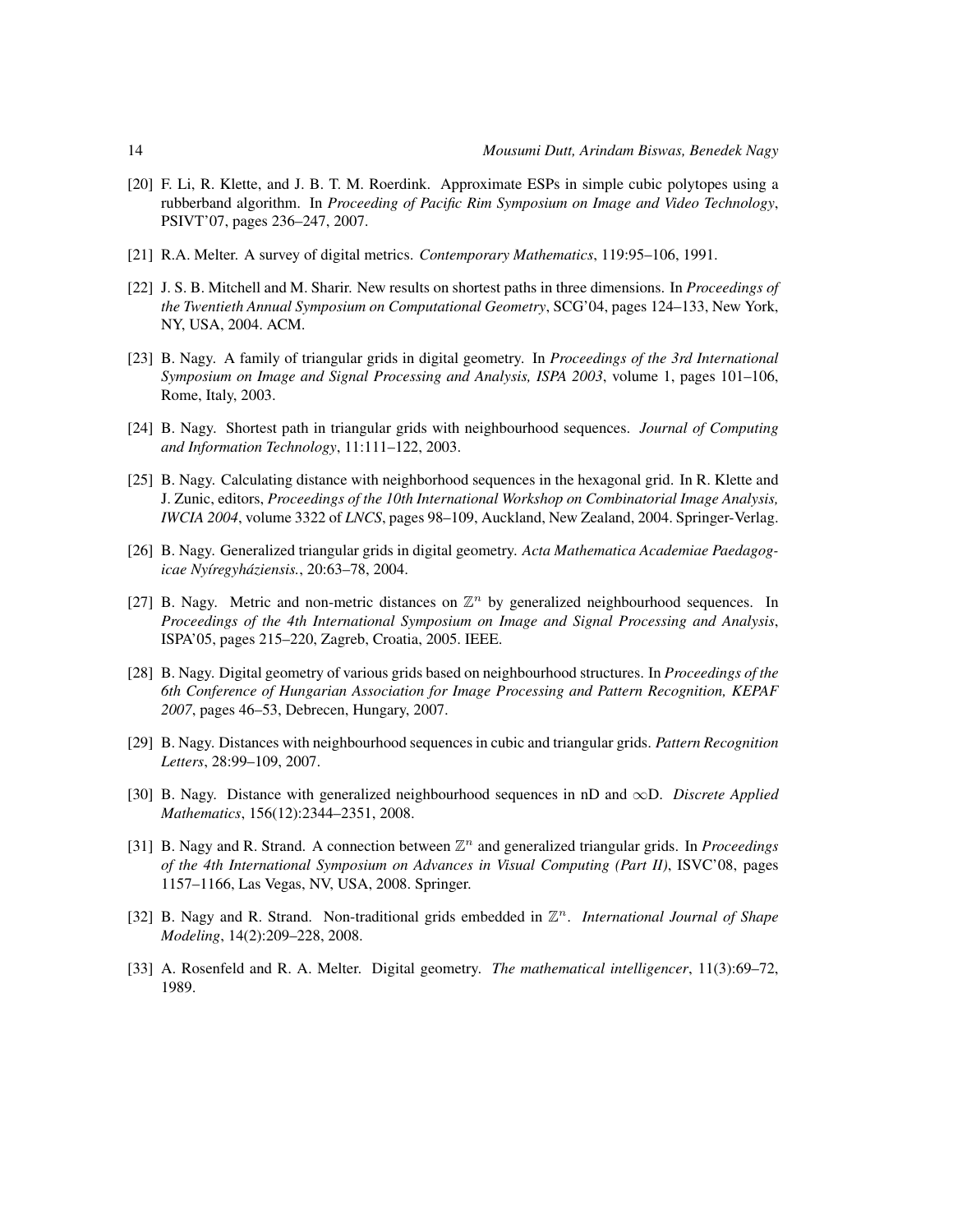[20] F. Li, R. Klette, and J. B. T. M. Roerdink. Approximate ESPs in simple cubic polytopes using a rubberband algorithm. In *Proceeding of Pacific Rim Symposium on Image and Video Technology*, PSIVT'07, pages 236–247, 2007.

[21] R.A. Melter. A survey of digital metrics. *Contemporary Mathematics*, 119:95–106, 1991.

[22] J. S. B. Mitchell and M. Sharir. New results on shortest paths in three dimensions. In *Proceedings of the Twentieth Annual Symposium on Computational Geometry*, SCG'04, pages 124–133, New York, NY, USA, 2004. ACM.

[23] B. Nagy. A family of triangular grids in digital geometry. In *Proceedings of the 3rd International Symposium on Image and Signal Processing and Analysis, ISPA 2003*, volume 1, pages 101–106, Rome, Italy, 2003.

[24] B. Nagy. Shortest path in triangular grids with neighbourhood sequences. *Journal of Computing and Information Technology*, 11:111–122, 2003.

[25] B. Nagy. Calculating distance with neighborhood sequences in the hexagonal grid. In R. Klette and J. Zunic, editors, *Proceedings of the 10th International Workshop on Combinatorial Image Analysis, IWCIA 2004*, volume 3322 of *LNCS*, pages 98–109, Auckland, New Zealand, 2004. Springer-Verlag.

[26] B. Nagy. Generalized triangular grids in digital geometry. *Acta Mathematica Academiae Paedagogicae Nyíregyháziensis.*, 20:63–78, 2004.

[27] B. Nagy. Metric and non-metric distances on $\mathbb{Z}^n$ by generalized neighbourhood sequences. In *Proceedings of the 4th International Symposium on Image and Signal Processing and Analysis*, ISPA'05, pages 215–220, Zagreb, Croatia, 2005. IEEE.

[28] B. Nagy. Digital geometry of various grids based on neighbourhood structures. In *Proceedings of the 6th Conference of Hungarian Association for Image Processing and Pattern Recognition, KEPAF 2007*, pages 46–53, Debrecen, Hungary, 2007.

[29] B. Nagy. Distances with neighbourhood sequences in cubic and triangular grids. *Pattern Recognition Letters*, 28:99–109, 2007.

[30] B. Nagy. Distance with generalized neighbourhood sequences in nD and $\infty$D. *Discrete Applied Mathematics*, 156(12):2344–2351, 2008.

[31] B. Nagy and R. Strand. A connection between $\mathbb{Z}^n$ and generalized triangular grids. In *Proceedings of the 4th International Symposium on Advances in Visual Computing (Part II)*, ISVC'08, pages 1157–1166, Las Vegas, NV, USA, 2008. Springer.

[32] B. Nagy and R. Strand. Non-traditional grids embedded in $\mathbb{Z}^n$. *International Journal of Shape Modeling*, 14(2):209–228, 2008.

[33] A. Rosenfeld and R. A. Melter. Digital geometry. *The mathematical intelligencer*, 11(3):69–72, 1989.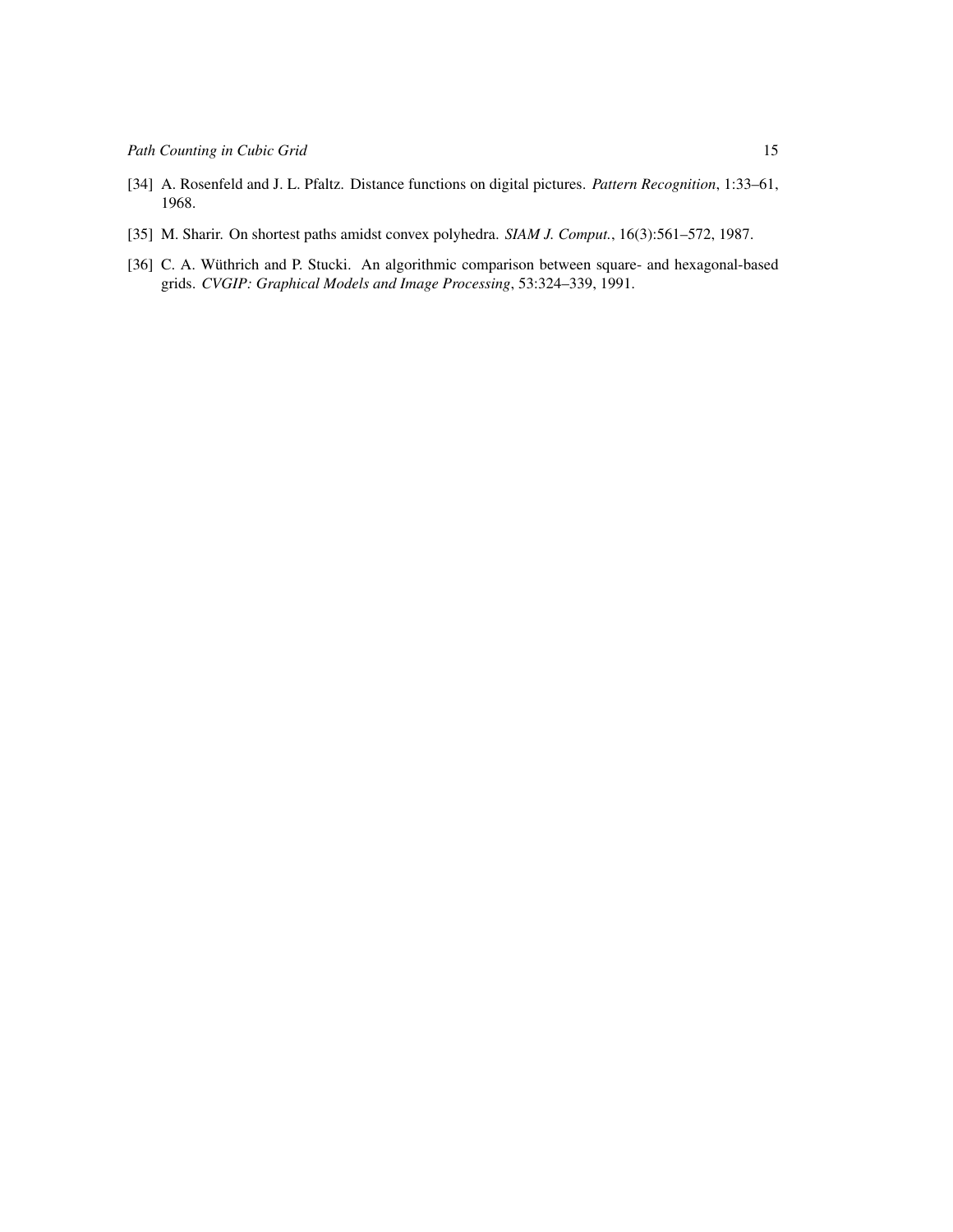[34] A. Rosenfeld and J. L. Pfaltz. Distance functions on digital pictures. *Pattern Recognition*, 1:33–61, 1968.

[35] M. Sharir. On shortest paths amidst convex polyhedra. *SIAM J. Comput.*, 16(3):561–572, 1987.

[36] C. A. Wüthrich and P. Stucki. An algorithmic comparison between square- and hexagonal-based grids. *CVGIP: Graphical Models and Image Processing*, 53:324–339, 1991.